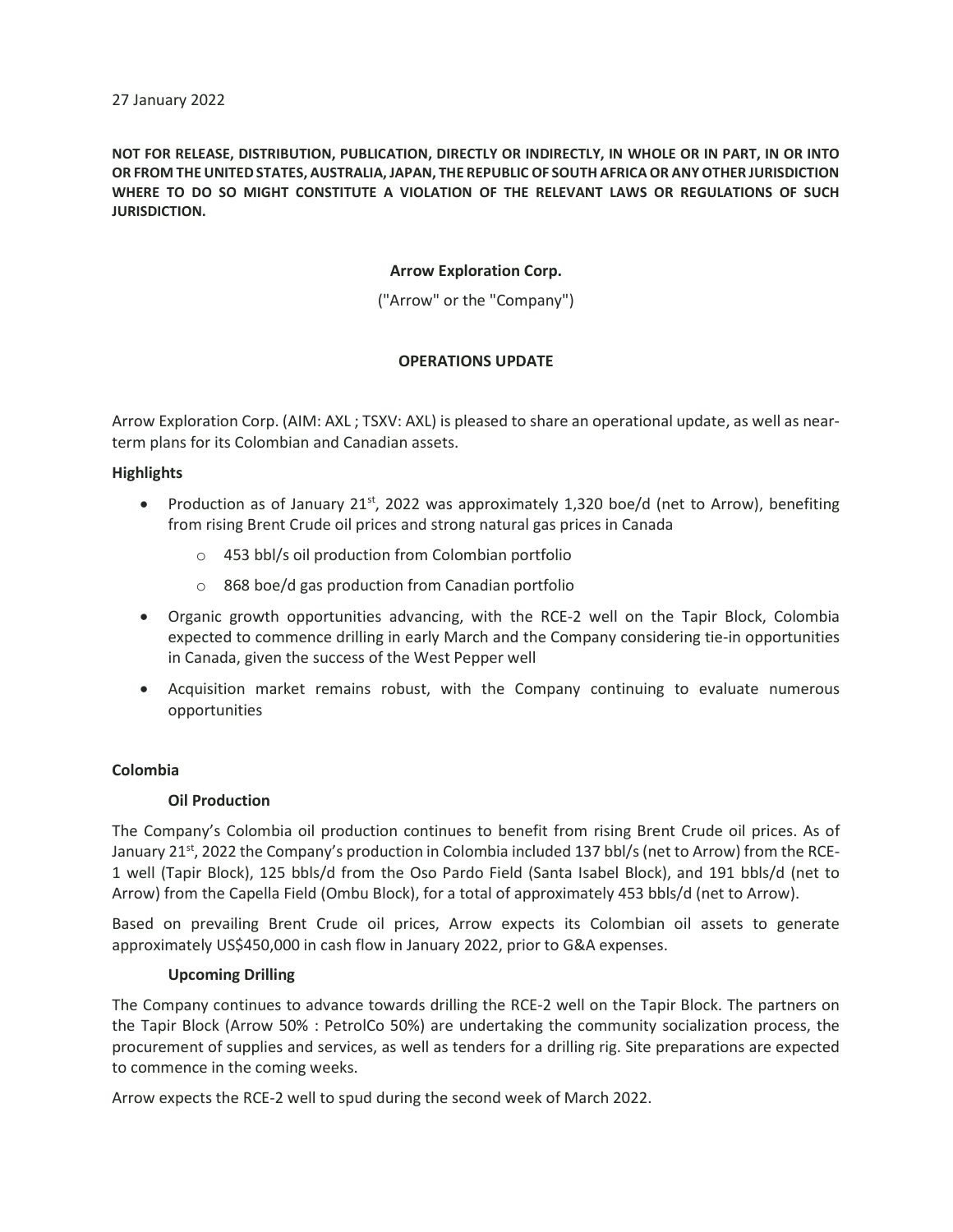27 January 2022

**NOT FOR RELEASE, DISTRIBUTION, PUBLICATION, DIRECTLY OR INDIRECTLY, IN WHOLE OR IN PART, IN OR INTO OR FROM THE UNITED STATES, AUSTRALIA, JAPAN, THE REPUBLIC OF SOUTH AFRICA OR ANY OTHER JURISDICTION WHERE TO DO SO MIGHT CONSTITUTE A VIOLATION OF THE RELEVANT LAWS OR REGULATIONS OF SUCH JURISDICTION.**

**Arrow Exploration Corp.**

("Arrow" or the "Company")

**OPERATIONS UPDATE**

Arrow Exploration Corp. (AIM: AXL ; TSXV: AXL) is pleased to share an operational update, as well as near-term plans for its Colombian and Canadian assets.

**Highlights**

- Production as of January 21st, 2022 was approximately 1,320 boe/d (net to Arrow), benefiting from rising Brent Crude oil prices and strong natural gas prices in Canada
  - 453 bbl/s oil production from Colombian portfolio
  - 868 boe/d gas production from Canadian portfolio
- Organic growth opportunities advancing, with the RCE-2 well on the Tapir Block, Colombia expected to commence drilling in early March and the Company considering tie-in opportunities in Canada, given the success of the West Pepper well
- Acquisition market remains robust, with the Company continuing to evaluate numerous opportunities

**Colombia**

**Oil Production**

The Company's Colombia oil production continues to benefit from rising Brent Crude oil prices. As of January 21st, 2022 the Company's production in Colombia included 137 bbl/s (net to Arrow) from the RCE-1 well (Tapir Block), 125 bbls/d from the Oso Pardo Field (Santa Isabel Block), and 191 bbls/d (net to Arrow) from the Capella Field (Ombu Block), for a total of approximately 453 bbls/d (net to Arrow).

Based on prevailing Brent Crude oil prices, Arrow expects its Colombian oil assets to generate approximately US$450,000 in cash flow in January 2022, prior to G&A expenses.

**Upcoming Drilling**

The Company continues to advance towards drilling the RCE-2 well on the Tapir Block. The partners on the Tapir Block (Arrow 50% : PetrolCo 50%) are undertaking the community socialization process, the procurement of supplies and services, as well as tenders for a drilling rig. Site preparations are expected to commence in the coming weeks.

Arrow expects the RCE-2 well to spud during the second week of March 2022.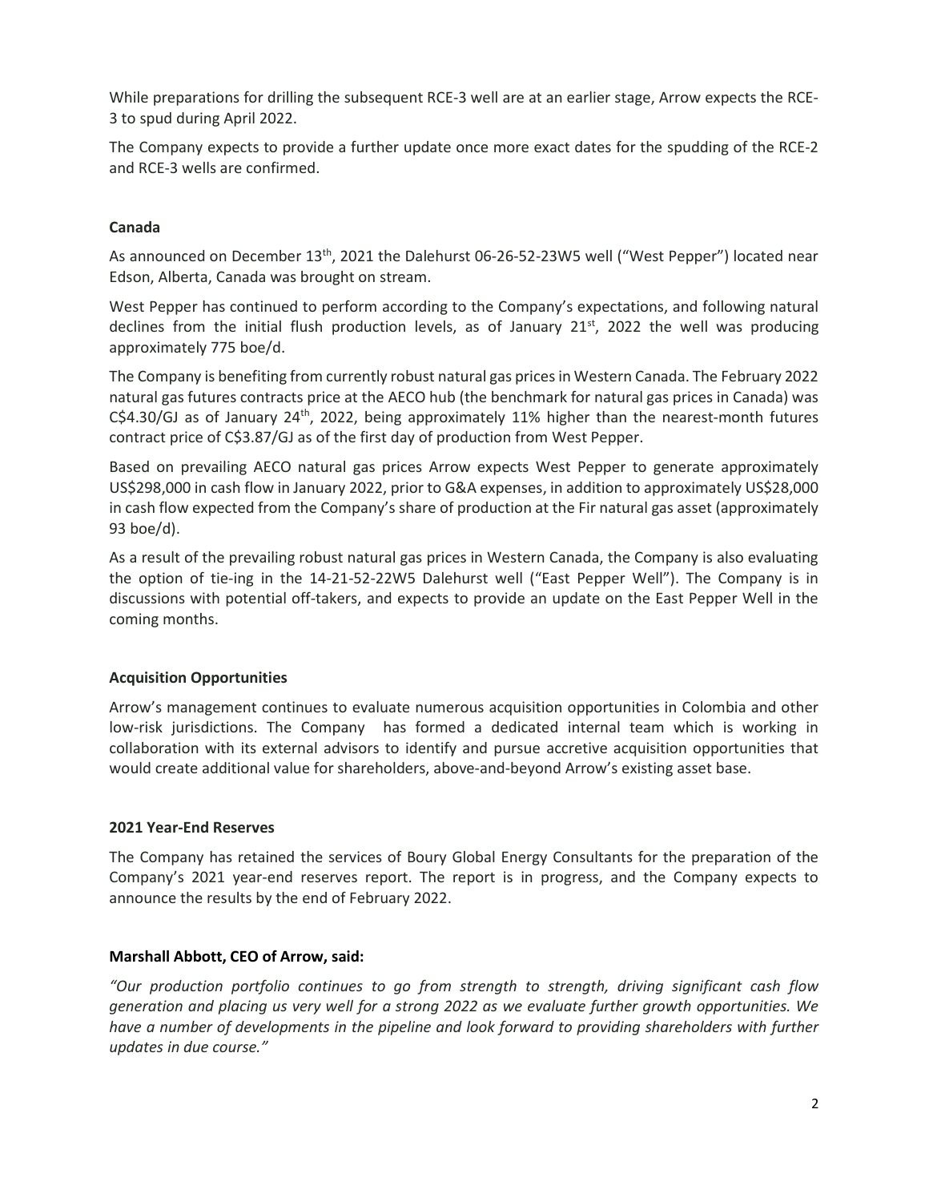While preparations for drilling the subsequent RCE-3 well are at an earlier stage, Arrow expects the RCE-3 to spud during April 2022.

The Company expects to provide a further update once more exact dates for the spudding of the RCE-2 and RCE-3 wells are confirmed.

**Canada**

As announced on December 13th, 2021 the Dalehurst 06-26-52-23W5 well ("West Pepper") located near Edson, Alberta, Canada was brought on stream.

West Pepper has continued to perform according to the Company's expectations, and following natural declines from the initial flush production levels, as of January 21st, 2022 the well was producing approximately 775 boe/d.

The Company is benefiting from currently robust natural gas prices in Western Canada. The February 2022 natural gas futures contracts price at the AECO hub (the benchmark for natural gas prices in Canada) was C$4.30/GJ as of January 24th, 2022, being approximately 11% higher than the nearest-month futures contract price of C$3.87/GJ as of the first day of production from West Pepper.

Based on prevailing AECO natural gas prices Arrow expects West Pepper to generate approximately US$298,000 in cash flow in January 2022, prior to G&A expenses, in addition to approximately US$28,000 in cash flow expected from the Company's share of production at the Fir natural gas asset (approximately 93 boe/d).

As a result of the prevailing robust natural gas prices in Western Canada, the Company is also evaluating the option of tie-ing in the 14-21-52-22W5 Dalehurst well ("East Pepper Well"). The Company is in discussions with potential off-takers, and expects to provide an update on the East Pepper Well in the coming months.

**Acquisition Opportunities**

Arrow's management continues to evaluate numerous acquisition opportunities in Colombia and other low-risk jurisdictions. The Company has formed a dedicated internal team which is working in collaboration with its external advisors to identify and pursue accretive acquisition opportunities that would create additional value for shareholders, above-and-beyond Arrow's existing asset base.

**2021 Year-End Reserves**

The Company has retained the services of Boury Global Energy Consultants for the preparation of the Company's 2021 year-end reserves report. The report is in progress, and the Company expects to announce the results by the end of February 2022.

**Marshall Abbott, CEO of Arrow, said:**

*"Our production portfolio continues to go from strength to strength, driving significant cash flow generation and placing us very well for a strong 2022 as we evaluate further growth opportunities. We have a number of developments in the pipeline and look forward to providing shareholders with further updates in due course."*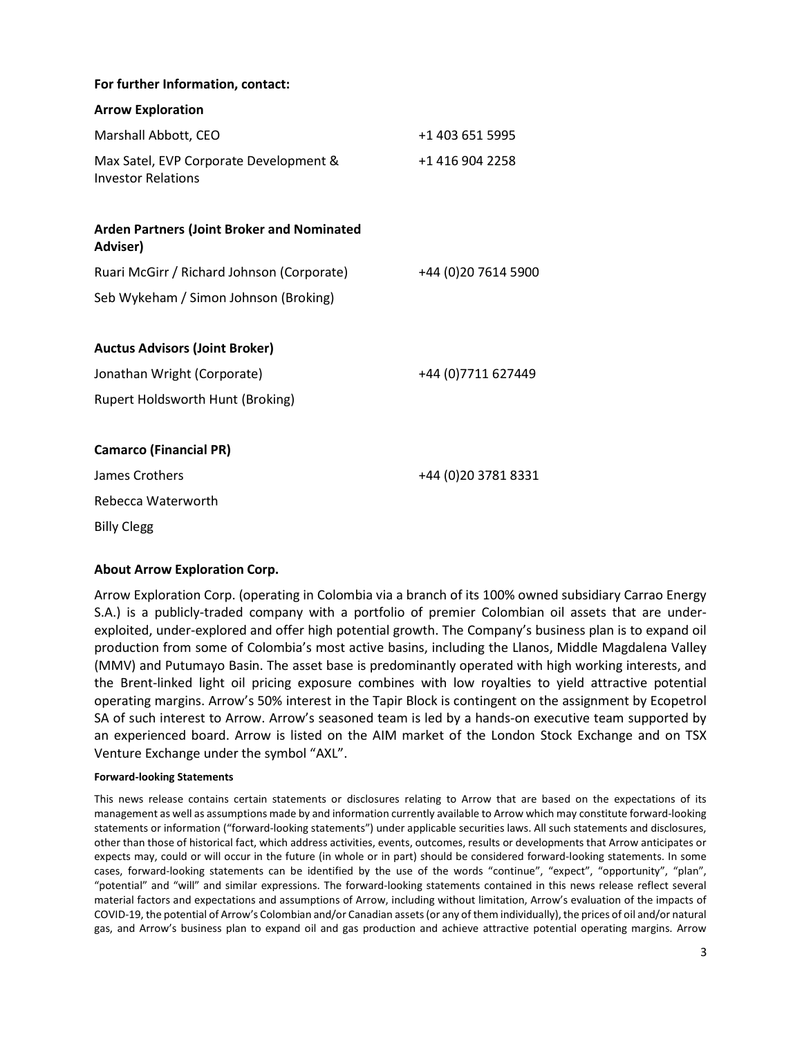**For further Information, contact:**

**Arrow Exploration**

| | |
|---|---|
| Marshall Abbott, CEO | +1 403 651 5995 |
| Max Satel, EVP Corporate Development & Investor Relations | +1 416 904 2258 |

**Arden Partners (Joint Broker and Nominated Adviser)**

| | |
|---|---|
| Ruari McGirr / Richard Johnson (Corporate) | +44 (0)20 7614 5900 |
| Seb Wykeham / Simon Johnson (Broking) | |

**Auctus Advisors (Joint Broker)**

| | |
|---|---|
| Jonathan Wright (Corporate) | +44 (0)7711 627449 |
| Rupert Holdsworth Hunt (Broking) | |

**Camarco (Financial PR)**

| | |
|---|---|
| James Crothers | +44 (0)20 3781 8331 |
| Rebecca Waterworth | |
| Billy Clegg | |

## About Arrow Exploration Corp.

Arrow Exploration Corp. (operating in Colombia via a branch of its 100% owned subsidiary Carrao Energy S.A.) is a publicly-traded company with a portfolio of premier Colombian oil assets that are under-exploited, under-explored and offer high potential growth. The Company's business plan is to expand oil production from some of Colombia's most active basins, including the Llanos, Middle Magdalena Valley (MMV) and Putumayo Basin. The asset base is predominantly operated with high working interests, and the Brent-linked light oil pricing exposure combines with low royalties to yield attractive potential operating margins. Arrow's 50% interest in the Tapir Block is contingent on the assignment by Ecopetrol SA of such interest to Arrow. Arrow's seasoned team is led by a hands-on executive team supported by an experienced board. Arrow is listed on the AIM market of the London Stock Exchange and on TSX Venture Exchange under the symbol "AXL".

#### Forward-looking Statements

This news release contains certain statements or disclosures relating to Arrow that are based on the expectations of its management as well as assumptions made by and information currently available to Arrow which may constitute forward-looking statements or information ("forward-looking statements") under applicable securities laws. All such statements and disclosures, other than those of historical fact, which address activities, events, outcomes, results or developments that Arrow anticipates or expects may, could or will occur in the future (in whole or in part) should be considered forward-looking statements. In some cases, forward-looking statements can be identified by the use of the words "continue", "expect", "opportunity", "plan", "potential" and "will" and similar expressions. The forward-looking statements contained in this news release reflect several material factors and expectations and assumptions of Arrow, including without limitation, Arrow's evaluation of the impacts of COVID-19, the potential of Arrow's Colombian and/or Canadian assets (or any of them individually), the prices of oil and/or natural gas, and Arrow's business plan to expand oil and gas production and achieve attractive potential operating margins. Arrow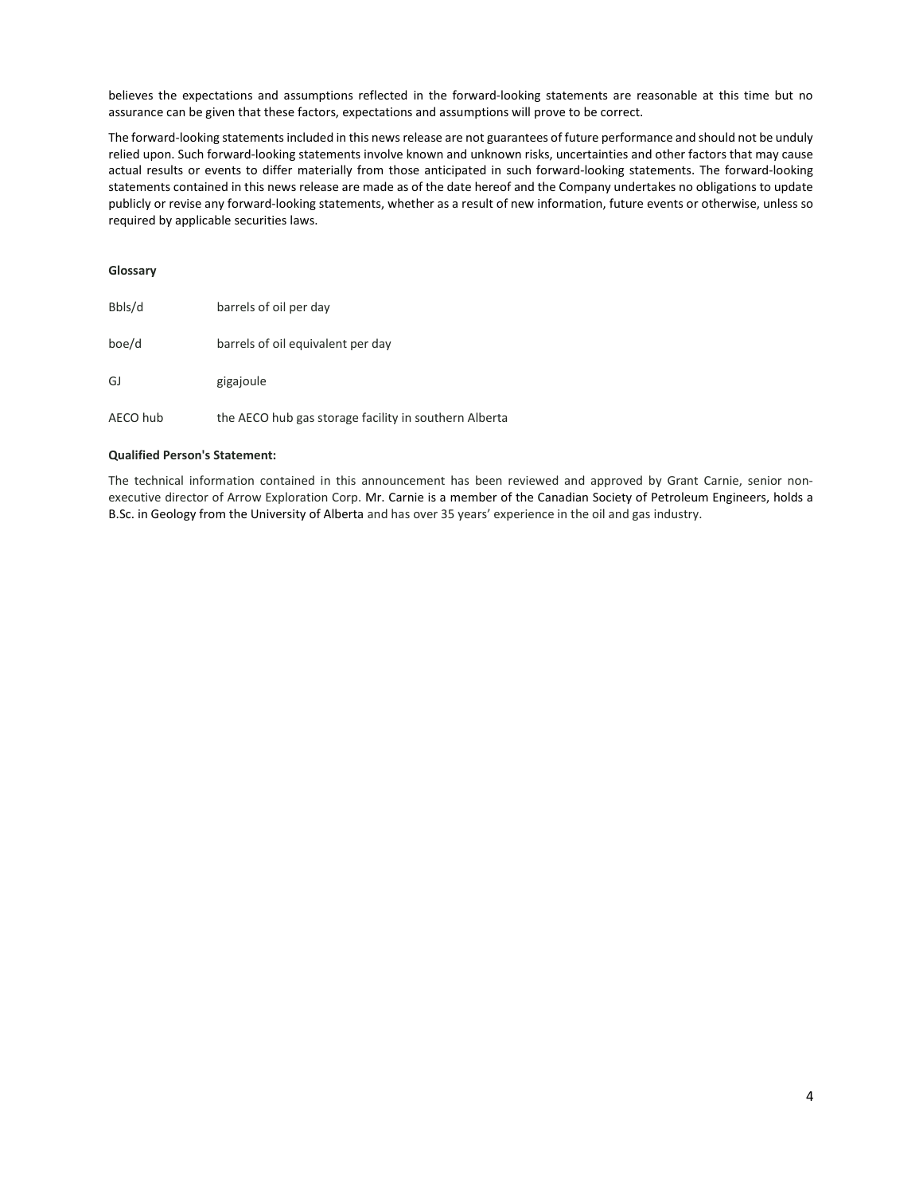believes the expectations and assumptions reflected in the forward-looking statements are reasonable at this time but no assurance can be given that these factors, expectations and assumptions will prove to be correct.

The forward-looking statements included in this news release are not guarantees of future performance and should not be unduly relied upon. Such forward-looking statements involve known and unknown risks, uncertainties and other factors that may cause actual results or events to differ materially from those anticipated in such forward-looking statements. The forward-looking statements contained in this news release are made as of the date hereof and the Company undertakes no obligations to update publicly or revise any forward-looking statements, whether as a result of new information, future events or otherwise, unless so required by applicable securities laws.

**Glossary**

| | |
|---|---|
| Bbls/d | barrels of oil per day |
| boe/d | barrels of oil equivalent per day |
| GJ | gigajoule |
| AECO hub | the AECO hub gas storage facility in southern Alberta |

**Qualified Person's Statement:**

The technical information contained in this announcement has been reviewed and approved by Grant Carnie, senior non-executive director of Arrow Exploration Corp. Mr. Carnie is a member of the Canadian Society of Petroleum Engineers, holds a B.Sc. in Geology from the University of Alberta and has over 35 years' experience in the oil and gas industry.